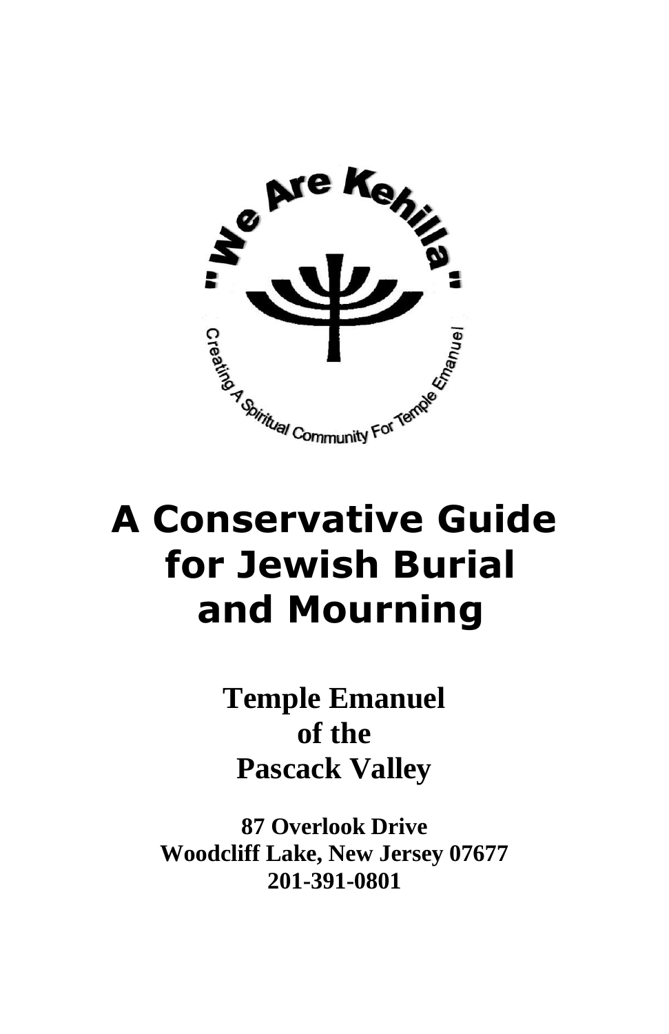"We Are Kehilla"

Creating A Spiritual Community For Temple Emanuel

# A Conservative Guide for Jewish Burial and Mourning

**Temple Emanuel of the Pascack Valley**

**87 Overlook Drive**
**Woodcliff Lake, New Jersey 07677**
**201-391-0801**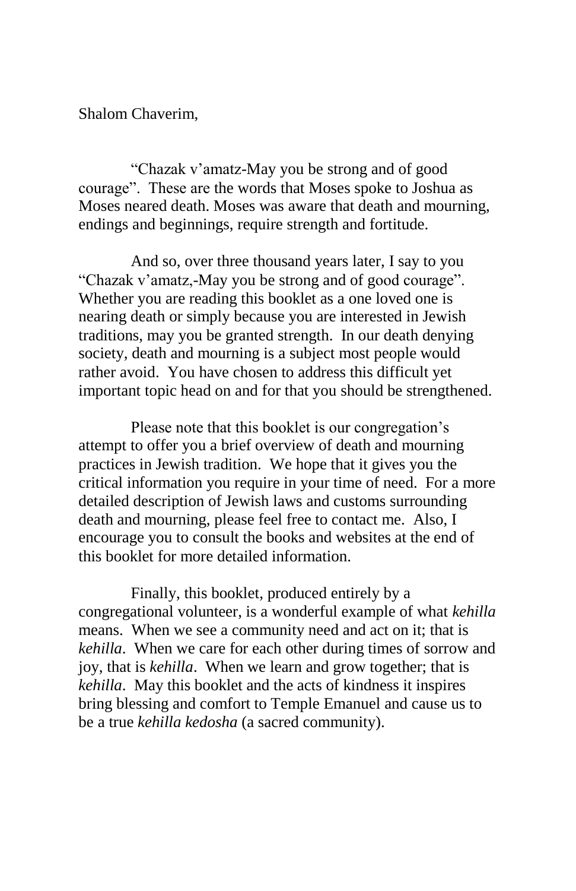Shalom Chaverim,

"Chazak v'amatz-May you be strong and of good courage". These are the words that Moses spoke to Joshua as Moses neared death. Moses was aware that death and mourning, endings and beginnings, require strength and fortitude.

And so, over three thousand years later, I say to you "Chazak v'amatz,-May you be strong and of good courage". Whether you are reading this booklet as a one loved one is nearing death or simply because you are interested in Jewish traditions, may you be granted strength. In our death denying society, death and mourning is a subject most people would rather avoid. You have chosen to address this difficult yet important topic head on and for that you should be strengthened.

Please note that this booklet is our congregation's attempt to offer you a brief overview of death and mourning practices in Jewish tradition. We hope that it gives you the critical information you require in your time of need. For a more detailed description of Jewish laws and customs surrounding death and mourning, please feel free to contact me. Also, I encourage you to consult the books and websites at the end of this booklet for more detailed information.

Finally, this booklet, produced entirely by a congregational volunteer, is a wonderful example of what *kehilla* means. When we see a community need and act on it; that is *kehilla*. When we care for each other during times of sorrow and joy, that is *kehilla*. When we learn and grow together; that is *kehilla*. May this booklet and the acts of kindness it inspires bring blessing and comfort to Temple Emanuel and cause us to be a true *kehilla kedosha* (a sacred community).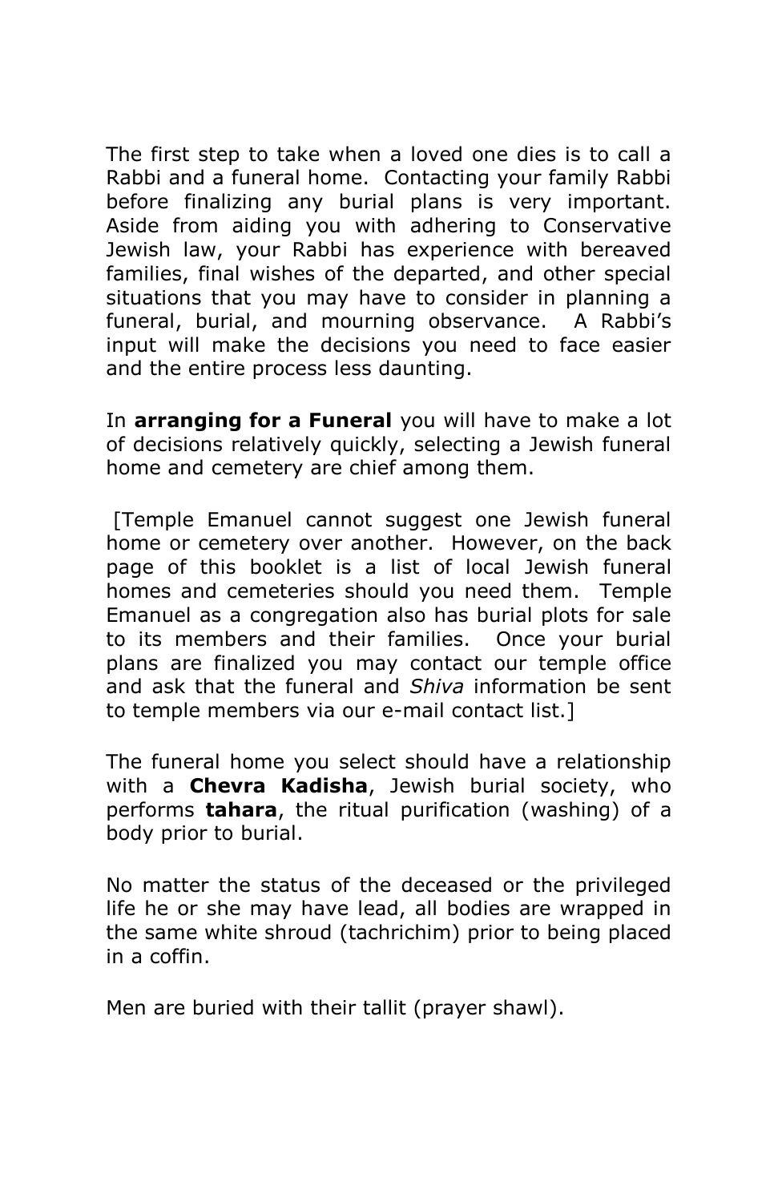The first step to take when a loved one dies is to call a Rabbi and a funeral home. Contacting your family Rabbi before finalizing any burial plans is very important. Aside from aiding you with adhering to Conservative Jewish law, your Rabbi has experience with bereaved families, final wishes of the departed, and other special situations that you may have to consider in planning a funeral, burial, and mourning observance. A Rabbi's input will make the decisions you need to face easier and the entire process less daunting.

In **arranging for a Funeral** you will have to make a lot of decisions relatively quickly, selecting a Jewish funeral home and cemetery are chief among them.

[Temple Emanuel cannot suggest one Jewish funeral home or cemetery over another. However, on the back page of this booklet is a list of local Jewish funeral homes and cemeteries should you need them. Temple Emanuel as a congregation also has burial plots for sale to its members and their families. Once your burial plans are finalized you may contact our temple office and ask that the funeral and *Shiva* information be sent to temple members via our e-mail contact list.]

The funeral home you select should have a relationship with a **Chevra Kadisha**, Jewish burial society, who performs **tahara**, the ritual purification (washing) of a body prior to burial.

No matter the status of the deceased or the privileged life he or she may have lead, all bodies are wrapped in the same white shroud (tachrichim) prior to being placed in a coffin.

Men are buried with their tallit (prayer shawl).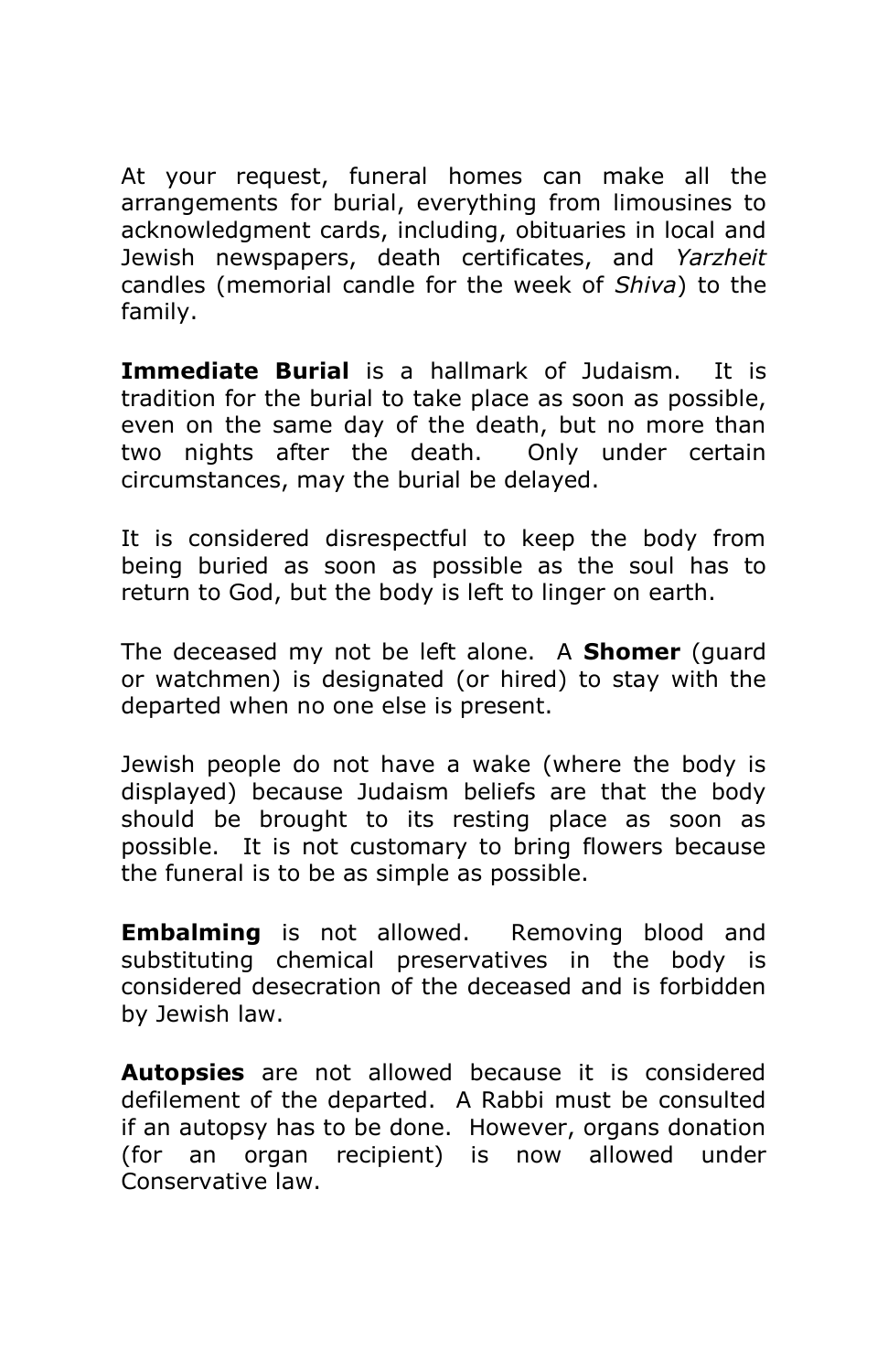At your request, funeral homes can make all the arrangements for burial, everything from limousines to acknowledgment cards, including, obituaries in local and Jewish newspapers, death certificates, and *Yarzheit* candles (memorial candle for the week of *Shiva*) to the family.

**Immediate Burial** is a hallmark of Judaism. It is tradition for the burial to take place as soon as possible, even on the same day of the death, but no more than two nights after the death. Only under certain circumstances, may the burial be delayed.

It is considered disrespectful to keep the body from being buried as soon as possible as the soul has to return to God, but the body is left to linger on earth.

The deceased my not be left alone. A **Shomer** (guard or watchmen) is designated (or hired) to stay with the departed when no one else is present.

Jewish people do not have a wake (where the body is displayed) because Judaism beliefs are that the body should be brought to its resting place as soon as possible. It is not customary to bring flowers because the funeral is to be as simple as possible.

**Embalming** is not allowed. Removing blood and substituting chemical preservatives in the body is considered desecration of the deceased and is forbidden by Jewish law.

**Autopsies** are not allowed because it is considered defilement of the departed. A Rabbi must be consulted if an autopsy has to be done. However, organs donation (for an organ recipient) is now allowed under Conservative law.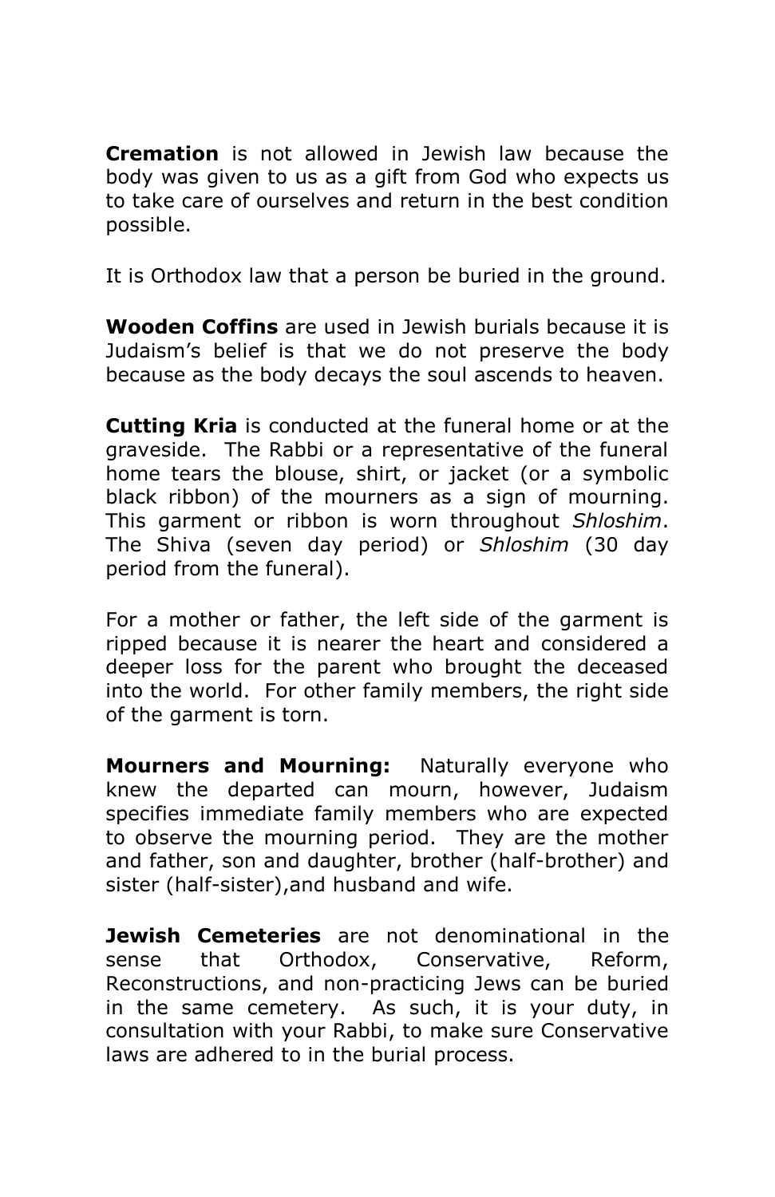**Cremation** is not allowed in Jewish law because the body was given to us as a gift from God who expects us to take care of ourselves and return in the best condition possible.

It is Orthodox law that a person be buried in the ground.

**Wooden Coffins** are used in Jewish burials because it is Judaism's belief is that we do not preserve the body because as the body decays the soul ascends to heaven.

**Cutting Kria** is conducted at the funeral home or at the graveside. The Rabbi or a representative of the funeral home tears the blouse, shirt, or jacket (or a symbolic black ribbon) of the mourners as a sign of mourning. This garment or ribbon is worn throughout *Shloshim*. The Shiva (seven day period) or *Shloshim* (30 day period from the funeral).

For a mother or father, the left side of the garment is ripped because it is nearer the heart and considered a deeper loss for the parent who brought the deceased into the world. For other family members, the right side of the garment is torn.

**Mourners and Mourning:** Naturally everyone who knew the departed can mourn, however, Judaism specifies immediate family members who are expected to observe the mourning period. They are the mother and father, son and daughter, brother (half-brother) and sister (half-sister),and husband and wife.

**Jewish Cemeteries** are not denominational in the sense that Orthodox, Conservative, Reform, Reconstructions, and non-practicing Jews can be buried in the same cemetery. As such, it is your duty, in consultation with your Rabbi, to make sure Conservative laws are adhered to in the burial process.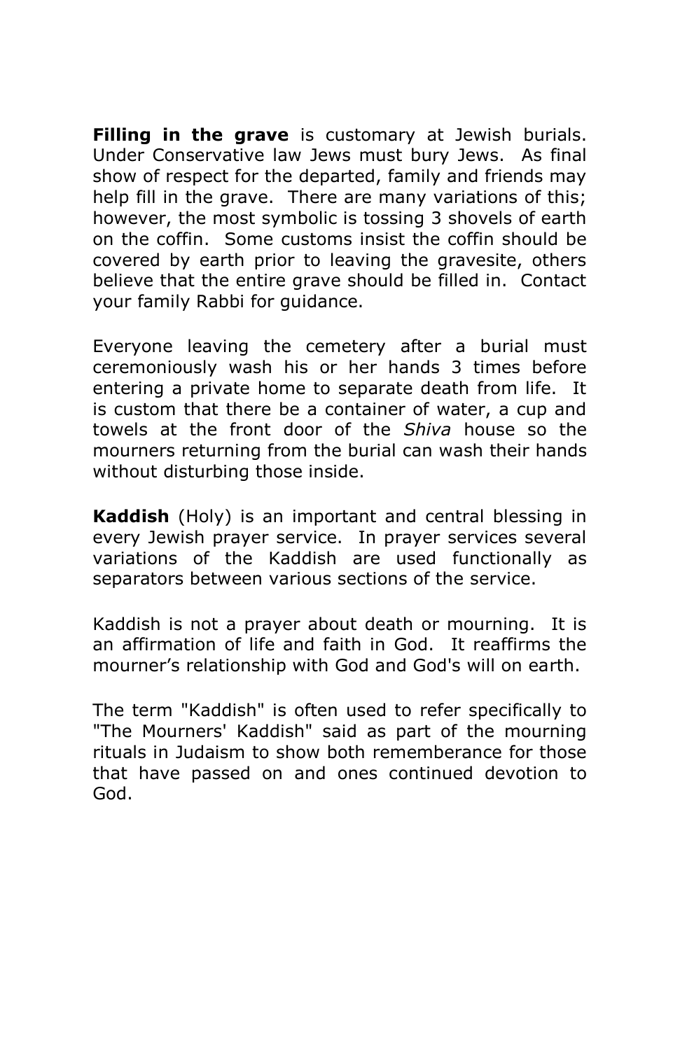**Filling in the grave** is customary at Jewish burials. Under Conservative law Jews must bury Jews. As final show of respect for the departed, family and friends may help fill in the grave. There are many variations of this; however, the most symbolic is tossing 3 shovels of earth on the coffin. Some customs insist the coffin should be covered by earth prior to leaving the gravesite, others believe that the entire grave should be filled in. Contact your family Rabbi for guidance.

Everyone leaving the cemetery after a burial must ceremoniously wash his or her hands 3 times before entering a private home to separate death from life. It is custom that there be a container of water, a cup and towels at the front door of the *Shiva* house so the mourners returning from the burial can wash their hands without disturbing those inside.

**Kaddish** (Holy) is an important and central blessing in every Jewish prayer service. In prayer services several variations of the Kaddish are used functionally as separators between various sections of the service.

Kaddish is not a prayer about death or mourning. It is an affirmation of life and faith in God. It reaffirms the mourner's relationship with God and God's will on earth.

The term "Kaddish" is often used to refer specifically to "The Mourners' Kaddish" said as part of the mourning rituals in Judaism to show both rememberance for those that have passed on and ones continued devotion to God.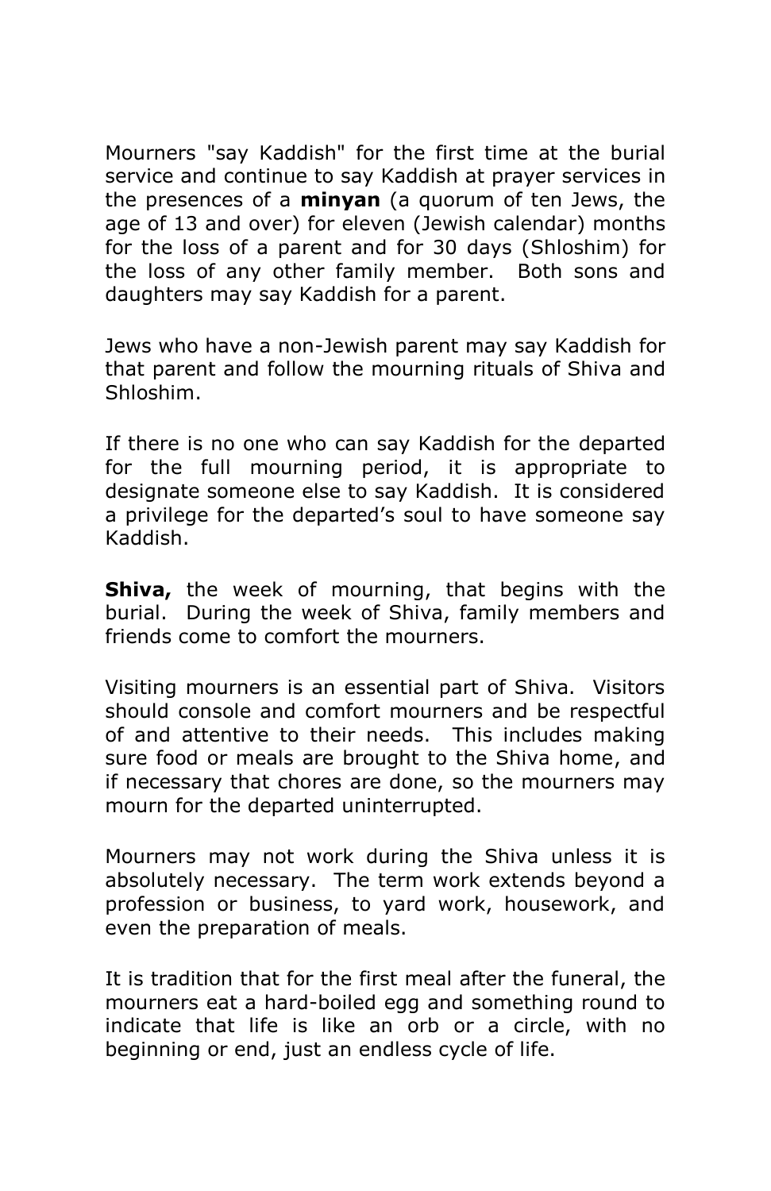Mourners "say Kaddish" for the first time at the burial service and continue to say Kaddish at prayer services in the presences of a **minyan** (a quorum of ten Jews, the age of 13 and over) for eleven (Jewish calendar) months for the loss of a parent and for 30 days (Shloshim) for the loss of any other family member. Both sons and daughters may say Kaddish for a parent.

Jews who have a non-Jewish parent may say Kaddish for that parent and follow the mourning rituals of Shiva and Shloshim.

If there is no one who can say Kaddish for the departed for the full mourning period, it is appropriate to designate someone else to say Kaddish. It is considered a privilege for the departed's soul to have someone say Kaddish.

**Shiva,** the week of mourning, that begins with the burial. During the week of Shiva, family members and friends come to comfort the mourners.

Visiting mourners is an essential part of Shiva. Visitors should console and comfort mourners and be respectful of and attentive to their needs. This includes making sure food or meals are brought to the Shiva home, and if necessary that chores are done, so the mourners may mourn for the departed uninterrupted.

Mourners may not work during the Shiva unless it is absolutely necessary. The term work extends beyond a profession or business, to yard work, housework, and even the preparation of meals.

It is tradition that for the first meal after the funeral, the mourners eat a hard-boiled egg and something round to indicate that life is like an orb or a circle, with no beginning or end, just an endless cycle of life.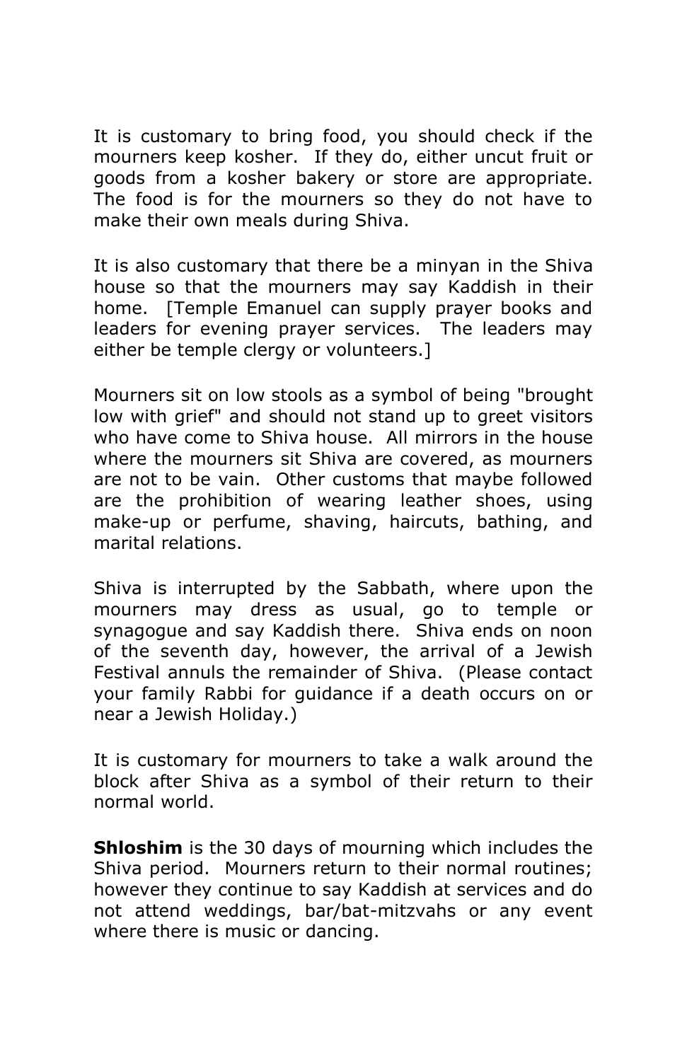It is customary to bring food, you should check if the mourners keep kosher. If they do, either uncut fruit or goods from a kosher bakery or store are appropriate. The food is for the mourners so they do not have to make their own meals during Shiva.

It is also customary that there be a minyan in the Shiva house so that the mourners may say Kaddish in their home. [Temple Emanuel can supply prayer books and leaders for evening prayer services. The leaders may either be temple clergy or volunteers.]

Mourners sit on low stools as a symbol of being "brought low with grief" and should not stand up to greet visitors who have come to Shiva house. All mirrors in the house where the mourners sit Shiva are covered, as mourners are not to be vain. Other customs that maybe followed are the prohibition of wearing leather shoes, using make-up or perfume, shaving, haircuts, bathing, and marital relations.

Shiva is interrupted by the Sabbath, where upon the mourners may dress as usual, go to temple or synagogue and say Kaddish there. Shiva ends on noon of the seventh day, however, the arrival of a Jewish Festival annuls the remainder of Shiva. (Please contact your family Rabbi for guidance if a death occurs on or near a Jewish Holiday.)

It is customary for mourners to take a walk around the block after Shiva as a symbol of their return to their normal world.

**Shloshim** is the 30 days of mourning which includes the Shiva period. Mourners return to their normal routines; however they continue to say Kaddish at services and do not attend weddings, bar/bat-mitzvahs or any event where there is music or dancing.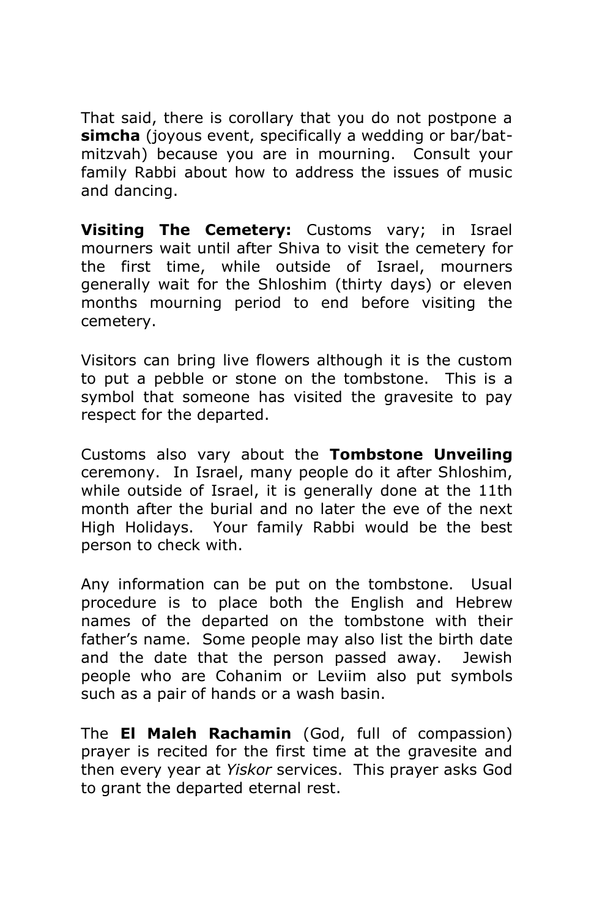That said, there is corollary that you do not postpone a **simcha** (joyous event, specifically a wedding or bar/bat-mitzvah) because you are in mourning. Consult your family Rabbi about how to address the issues of music and dancing.

**Visiting The Cemetery:** Customs vary; in Israel mourners wait until after Shiva to visit the cemetery for the first time, while outside of Israel, mourners generally wait for the Shloshim (thirty days) or eleven months mourning period to end before visiting the cemetery.

Visitors can bring live flowers although it is the custom to put a pebble or stone on the tombstone. This is a symbol that someone has visited the gravesite to pay respect for the departed.

Customs also vary about the **Tombstone Unveiling** ceremony. In Israel, many people do it after Shloshim, while outside of Israel, it is generally done at the 11th month after the burial and no later the eve of the next High Holidays. Your family Rabbi would be the best person to check with.

Any information can be put on the tombstone. Usual procedure is to place both the English and Hebrew names of the departed on the tombstone with their father's name. Some people may also list the birth date and the date that the person passed away. Jewish people who are Cohanim or Leviim also put symbols such as a pair of hands or a wash basin.

The **El Maleh Rachamin** (God, full of compassion) prayer is recited for the first time at the gravesite and then every year at *Yiskor* services. This prayer asks God to grant the departed eternal rest.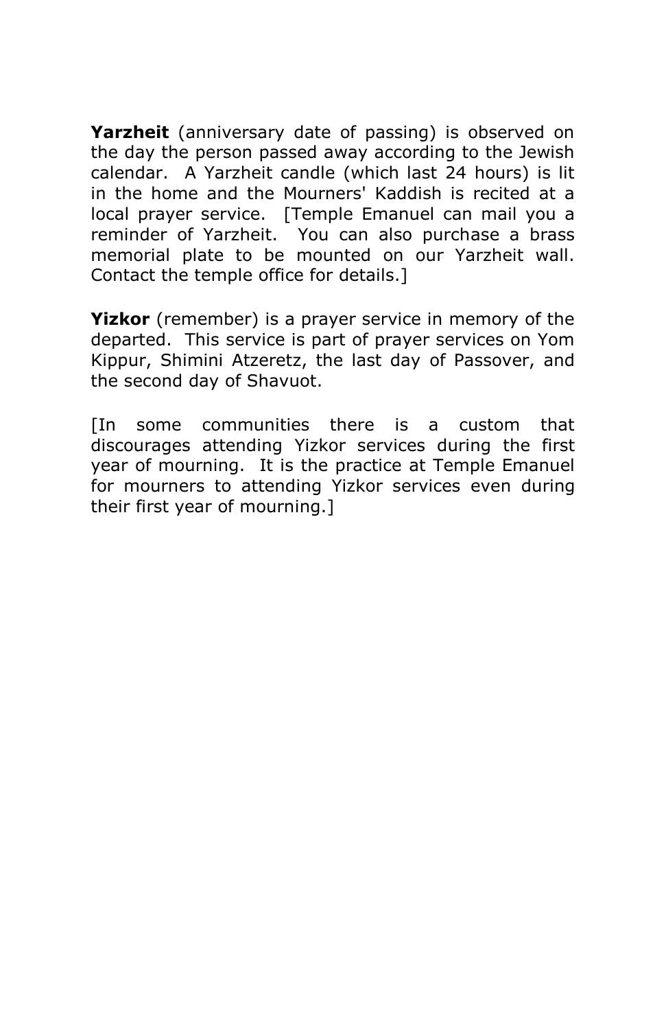**Yarzheit** (anniversary date of passing) is observed on the day the person passed away according to the Jewish calendar. A Yarzheit candle (which last 24 hours) is lit in the home and the Mourners' Kaddish is recited at a local prayer service. [Temple Emanuel can mail you a reminder of Yarzheit. You can also purchase a brass memorial plate to be mounted on our Yarzheit wall. Contact the temple office for details.]

**Yizkor** (remember) is a prayer service in memory of the departed. This service is part of prayer services on Yom Kippur, Shimini Atzeretz, the last day of Passover, and the second day of Shavuot.

[In some communities there is a custom that discourages attending Yizkor services during the first year of mourning. It is the practice at Temple Emanuel for mourners to attending Yizkor services even during their first year of mourning.]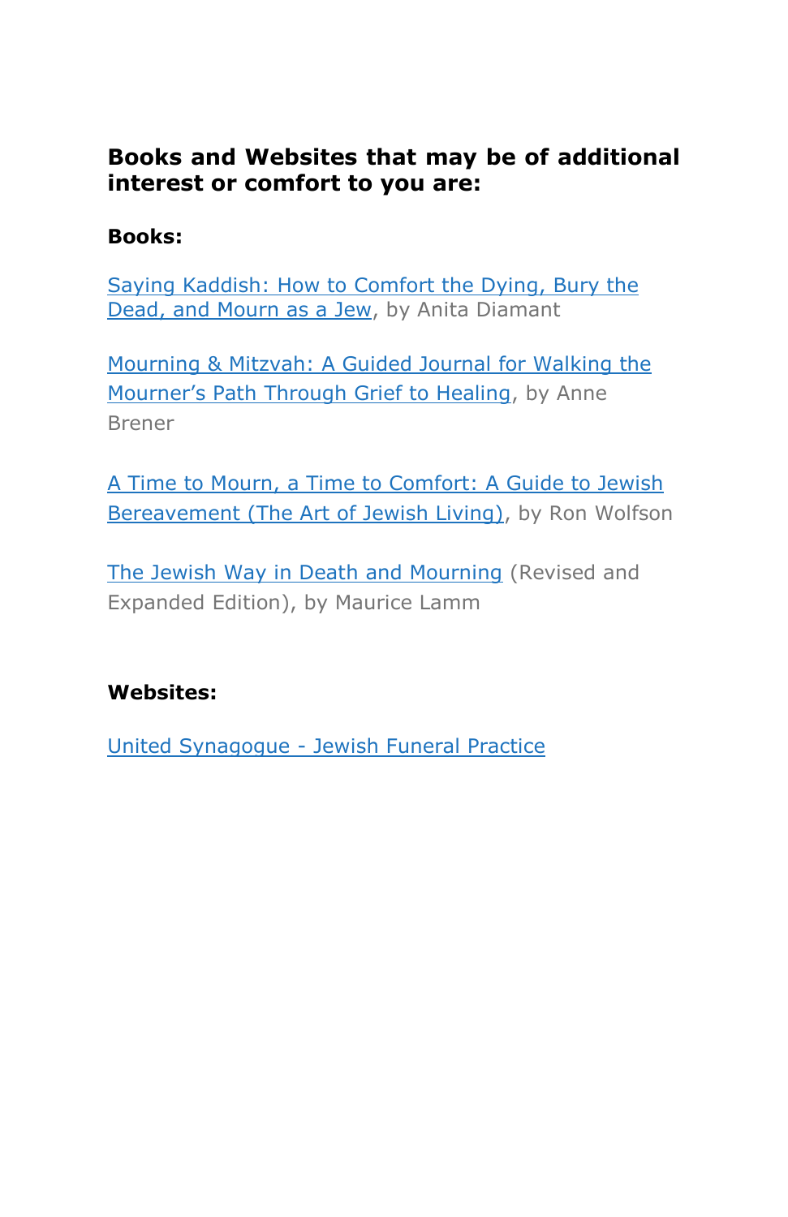**Books and Websites that may be of additional interest or comfort to you are:**

**Books:**

Saying Kaddish: How to Comfort the Dying, Bury the Dead, and Mourn as a Jew, by Anita Diamant

Mourning & Mitzvah: A Guided Journal for Walking the Mourner's Path Through Grief to Healing, by Anne Brener

A Time to Mourn, a Time to Comfort: A Guide to Jewish Bereavement (The Art of Jewish Living), by Ron Wolfson

The Jewish Way in Death and Mourning (Revised and Expanded Edition), by Maurice Lamm

**Websites:**

United Synagogue - Jewish Funeral Practice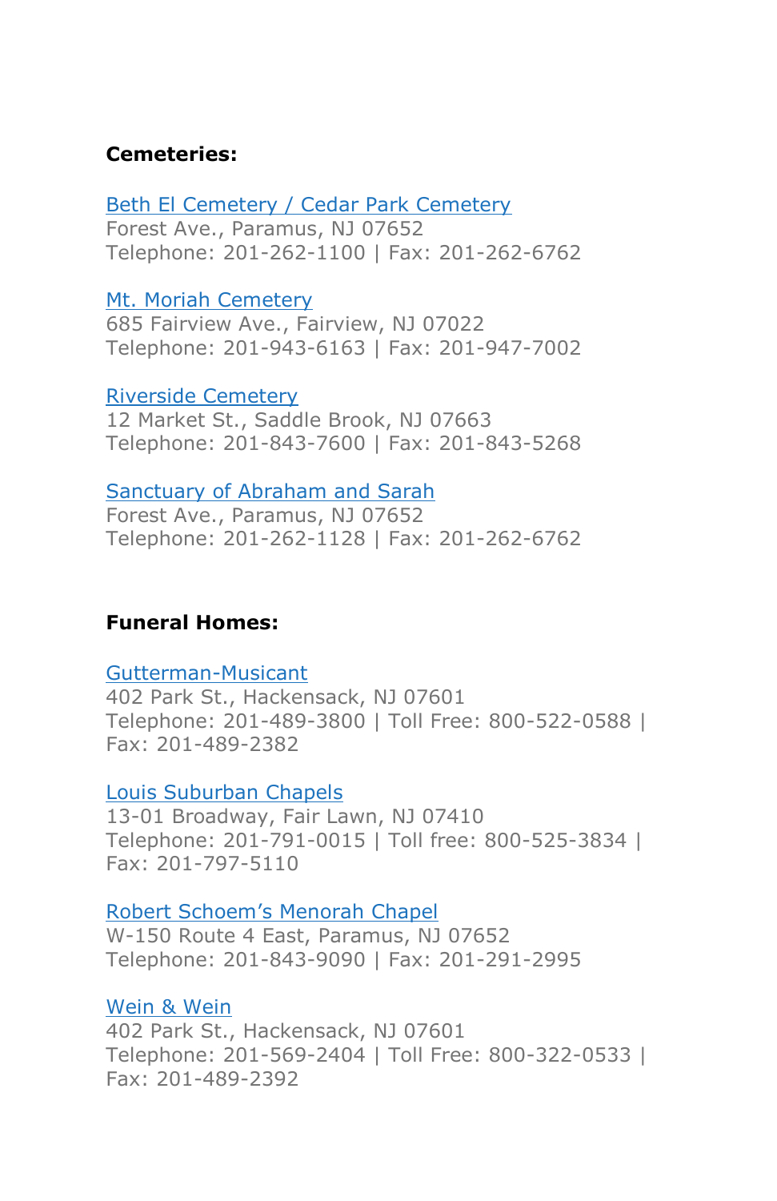**Cemeteries:**

Beth El Cemetery / Cedar Park Cemetery
Forest Ave., Paramus, NJ 07652
Telephone: 201-262-1100 | Fax: 201-262-6762

Mt. Moriah Cemetery
685 Fairview Ave., Fairview, NJ 07022
Telephone: 201-943-6163 | Fax: 201-947-7002

Riverside Cemetery
12 Market St., Saddle Brook, NJ 07663
Telephone: 201-843-7600 | Fax: 201-843-5268

Sanctuary of Abraham and Sarah
Forest Ave., Paramus, NJ 07652
Telephone: 201-262-1128 | Fax: 201-262-6762

**Funeral Homes:**

Gutterman-Musicant
402 Park St., Hackensack, NJ 07601
Telephone: 201-489-3800 | Toll Free: 800-522-0588 | Fax: 201-489-2382

Louis Suburban Chapels
13-01 Broadway, Fair Lawn, NJ 07410
Telephone: 201-791-0015 | Toll free: 800-525-3834 | Fax: 201-797-5110

Robert Schoem's Menorah Chapel
W-150 Route 4 East, Paramus, NJ 07652
Telephone: 201-843-9090 | Fax: 201-291-2995

Wein & Wein
402 Park St., Hackensack, NJ 07601
Telephone: 201-569-2404 | Toll Free: 800-322-0533 | Fax: 201-489-2392